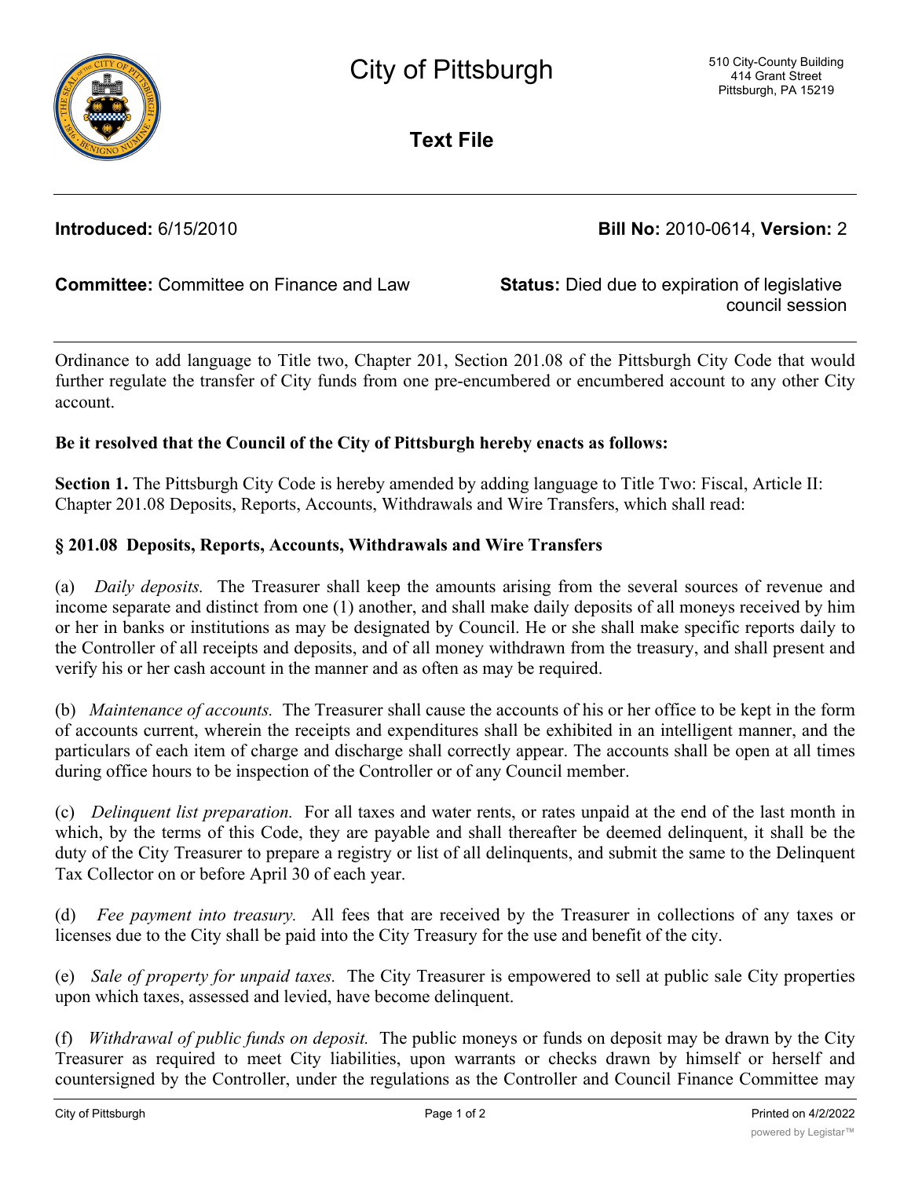# City of Pittsburgh

510 City-County Building
414 Grant Street
Pittsburgh, PA 15219

## Text File

**Introduced:** 6/15/2010 **Bill No:** 2010-0614, **Version:** 2

**Committee:** Committee on Finance and Law **Status:** Died due to expiration of legislative council session

Ordinance to add language to Title two, Chapter 201, Section 201.08 of the Pittsburgh City Code that would further regulate the transfer of City funds from one pre-encumbered or encumbered account to any other City account.

**Be it resolved that the Council of the City of Pittsburgh hereby enacts as follows:**

**Section 1.** The Pittsburgh City Code is hereby amended by adding language to Title Two: Fiscal, Article II: Chapter 201.08 Deposits, Reports, Accounts, Withdrawals and Wire Transfers, which shall read:

**§ 201.08 Deposits, Reports, Accounts, Withdrawals and Wire Transfers**

(a) *Daily deposits.* The Treasurer shall keep the amounts arising from the several sources of revenue and income separate and distinct from one (1) another, and shall make daily deposits of all moneys received by him or her in banks or institutions as may be designated by Council. He or she shall make specific reports daily to the Controller of all receipts and deposits, and of all money withdrawn from the treasury, and shall present and verify his or her cash account in the manner and as often as may be required.

(b) *Maintenance of accounts.* The Treasurer shall cause the accounts of his or her office to be kept in the form of accounts current, wherein the receipts and expenditures shall be exhibited in an intelligent manner, and the particulars of each item of charge and discharge shall correctly appear. The accounts shall be open at all times during office hours to be inspection of the Controller or of any Council member.

(c) *Delinquent list preparation.* For all taxes and water rents, or rates unpaid at the end of the last month in which, by the terms of this Code, they are payable and shall thereafter be deemed delinquent, it shall be the duty of the City Treasurer to prepare a registry or list of all delinquents, and submit the same to the Delinquent Tax Collector on or before April 30 of each year.

(d) *Fee payment into treasury.* All fees that are received by the Treasurer in collections of any taxes or licenses due to the City shall be paid into the City Treasury for the use and benefit of the city.

(e) *Sale of property for unpaid taxes.* The City Treasurer is empowered to sell at public sale City properties upon which taxes, assessed and levied, have become delinquent.

(f) *Withdrawal of public funds on deposit.* The public moneys or funds on deposit may be drawn by the City Treasurer as required to meet City liabilities, upon warrants or checks drawn by himself or herself and countersigned by the Controller, under the regulations as the Controller and Council Finance Committee may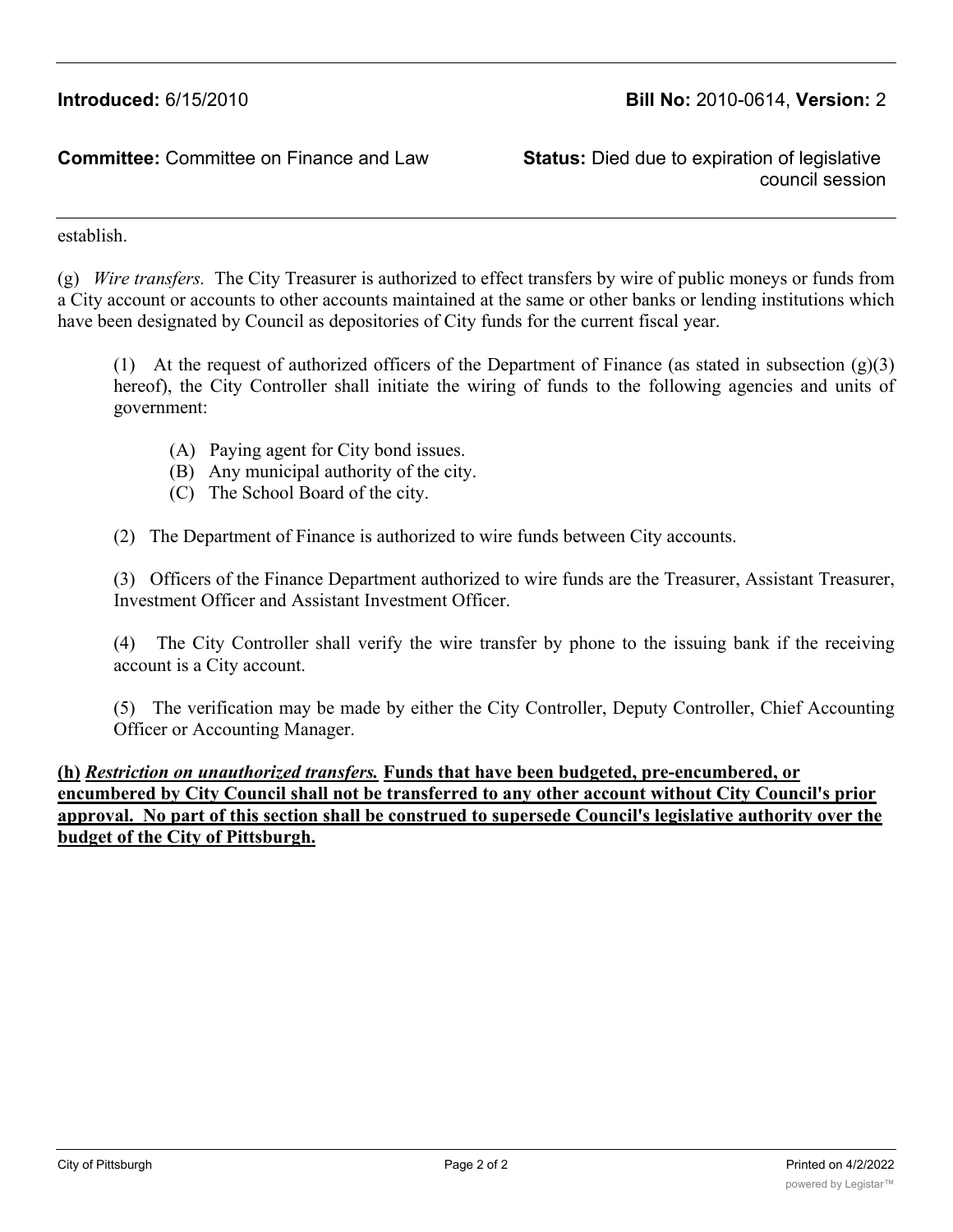establish.

(g) *Wire transfers.* The City Treasurer is authorized to effect transfers by wire of public moneys or funds from a City account or accounts to other accounts maintained at the same or other banks or lending institutions which have been designated by Council as depositories of City funds for the current fiscal year.

> (1) At the request of authorized officers of the Department of Finance (as stated in subsection (g)(3) hereof), the City Controller shall initiate the wiring of funds to the following agencies and units of government:
>
> > (A) Paying agent for City bond issues.
> > (B) Any municipal authority of the city.
> > (C) The School Board of the city.
>
> (2) The Department of Finance is authorized to wire funds between City accounts.
>
> (3) Officers of the Finance Department authorized to wire funds are the Treasurer, Assistant Treasurer, Investment Officer and Assistant Investment Officer.
>
> (4) The City Controller shall verify the wire transfer by phone to the issuing bank if the receiving account is a City account.
>
> (5) The verification may be made by either the City Controller, Deputy Controller, Chief Accounting Officer or Accounting Manager.

<u>**(h)** ***Restriction on unauthorized transfers.*** **Funds that have been budgeted, pre-encumbered, or encumbered by City Council shall not be transferred to any other account without City Council's prior approval. No part of this section shall be construed to supersede Council's legislative authority over the budget of the City of Pittsburgh.**</u>